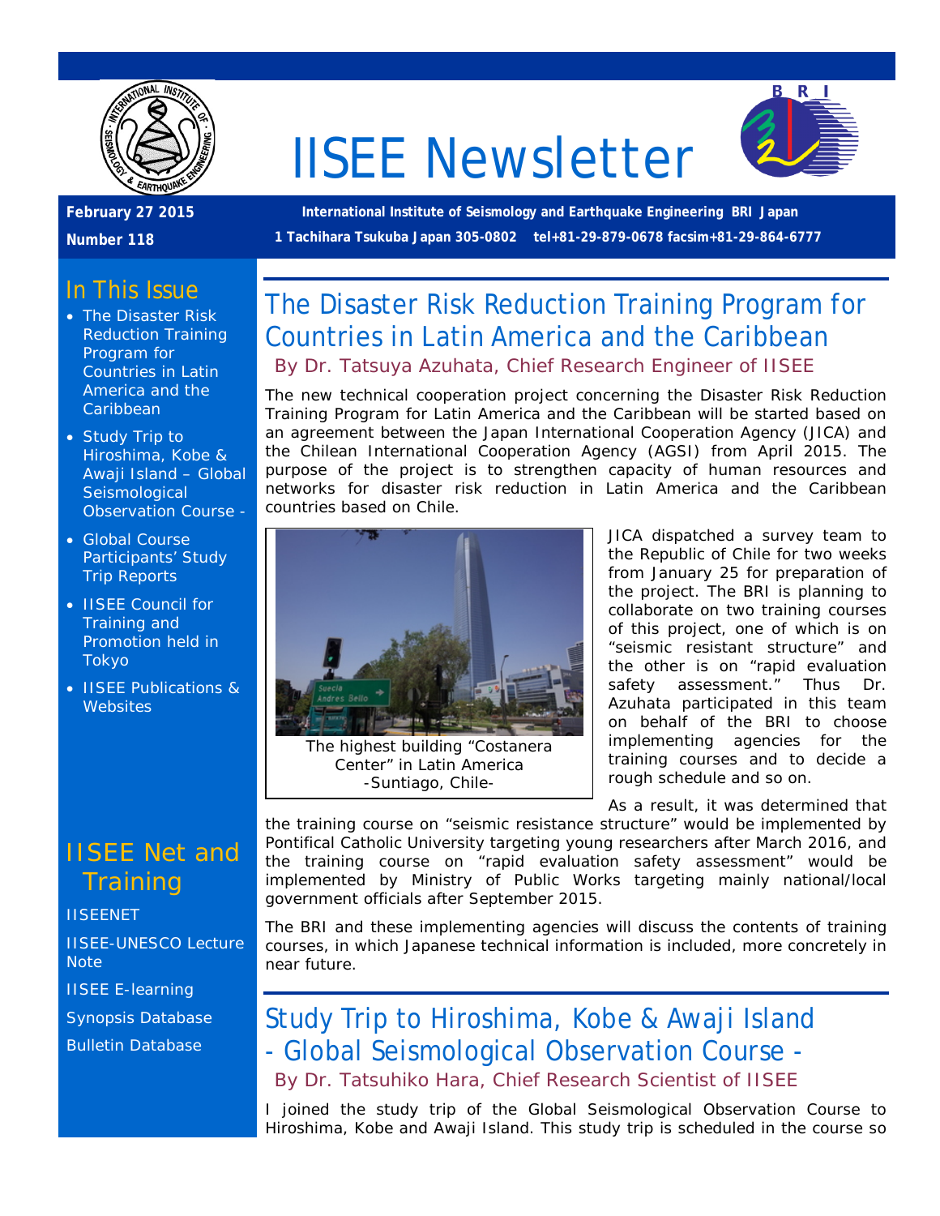# IISEE Newsletter

**February 27 2015**

**Number 118**

**International Institute of Seismology and Earthquake Engineering BRI Japan**

**1 Tachihara Tsukuba Japan 305-0802 tel+81-29-879-0678 facsim+81-29-864-6777**

## In This Issue

- The Disaster Risk Reduction Training Program for Countries in Latin America and the Caribbean
- Study Trip to Hiroshima, Kobe & Awaji Island – Global Seismological Observation Course -
- Global Course Participants' Study Trip Reports
- IISEE Council for Training and Promotion held in Tokyo
- IISEE Publications & Websites

## IISEE Net and Training

IISEENET

IISEE-UNESCO Lecture Note

IISEE E-learning

Synopsis Database

Bulletin Database

## The Disaster Risk Reduction Training Program for Countries in Latin America and the Caribbean

By Dr. Tatsuya Azuhata, Chief Research Engineer of IISEE

The new technical cooperation project concerning the Disaster Risk Reduction Training Program for Latin America and the Caribbean will be started based on an agreement between the Japan International Cooperation Agency (JICA) and the Chilean International Cooperation Agency (AGSI) from April 2015. The purpose of the project is to strengthen capacity of human resources and networks for disaster risk reduction in Latin America and the Caribbean countries based on Chile.

The highest building "Costanera Center" in Latin America -Suntiago, Chile-

JICA dispatched a survey team to the Republic of Chile for two weeks from January 25 for preparation of the project. The BRI is planning to collaborate on two training courses of this project, one of which is on "seismic resistant structure" and the other is on "rapid evaluation safety assessment." Thus Dr. Azuhata participated in this team on behalf of the BRI to choose implementing agencies for the training courses and to decide a rough schedule and so on.

As a result, it was determined that the training course on "seismic resistance structure" would be implemented by Pontifical Catholic University targeting young researchers after March 2016, and the training course on "rapid evaluation safety assessment" would be implemented by Ministry of Public Works targeting mainly national/local government officials after September 2015.

The BRI and these implementing agencies will discuss the contents of training courses, in which Japanese technical information is included, more concretely in near future.

## Study Trip to Hiroshima, Kobe & Awaji Island - Global Seismological Observation Course -

By Dr. Tatsuhiko Hara, Chief Research Scientist of IISEE

I joined the study trip of the Global Seismological Observation Course to Hiroshima, Kobe and Awaji Island. This study trip is scheduled in the course so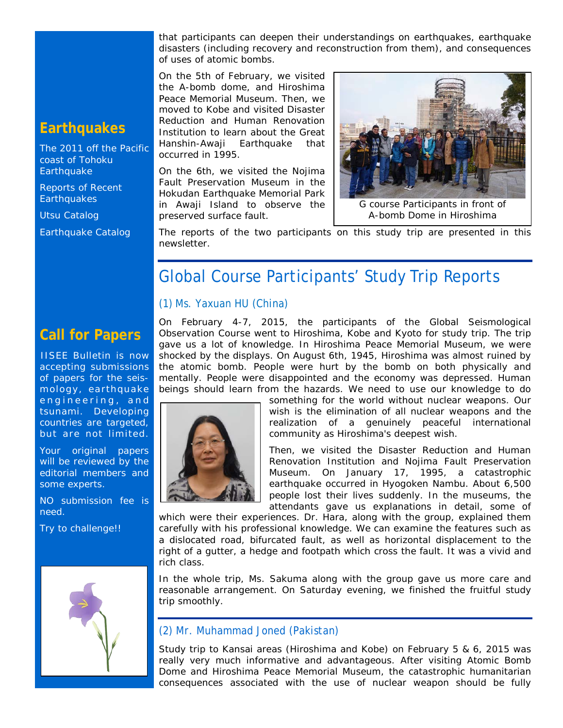that participants can deepen their understandings on earthquakes, earthquake disasters (including recovery and reconstruction from them), and consequences of uses of atomic bombs.

On the 5th of February, we visited the A-bomb dome, and Hiroshima Peace Memorial Museum. Then, we moved to Kobe and visited Disaster Reduction and Human Renovation Institution to learn about the Great Hanshin-Awaji Earthquake that occurred in 1995.

On the 6th, we visited the Nojima Fault Preservation Museum in the Hokudan Earthquake Memorial Park in Awaji Island to observe the preserved surface fault.

G course Participants in front of A-bomb Dome in Hiroshima

The reports of the two participants on this study trip are presented in this newsletter.

## Global Course Participants' Study Trip Reports

### (1) Ms. Yaxuan HU (China)

On February 4-7, 2015, the participants of the Global Seismological Observation Course went to Hiroshima, Kobe and Kyoto for study trip. The trip gave us a lot of knowledge. In Hiroshima Peace Memorial Museum, we were shocked by the displays. On August 6th, 1945, Hiroshima was almost ruined by the atomic bomb. People were hurt by the bomb on both physically and mentally. People were disappointed and the economy was depressed. Human beings should learn from the hazards. We need to use our knowledge to do something for the world without nuclear weapons. Our wish is the elimination of all nuclear weapons and the realization of a genuinely peaceful international community as Hiroshima's deepest wish.

Then, we visited the Disaster Reduction and Human Renovation Institution and Nojima Fault Preservation Museum. On January 17, 1995, a catastrophic earthquake occurred in Hyogoken Nambu. About 6,500 people lost their lives suddenly. In the museums, the attendants gave us explanations in detail, some of which were their experiences. Dr. Hara, along with the group, explained them carefully with his professional knowledge. We can examine the features such as a dislocated road, bifurcated fault, as well as horizontal displacement to the right of a gutter, a hedge and footpath which cross the fault. It was a vivid and rich class.

In the whole trip, Ms. Sakuma along with the group gave us more care and reasonable arrangement. On Saturday evening, we finished the fruitful study trip smoothly.

### (2) Mr. Muhammad Joned (Pakistan)

Study trip to Kansai areas (Hiroshima and Kobe) on February 5 & 6, 2015 was really very much informative and advantageous. After visiting Atomic Bomb Dome and Hiroshima Peace Memorial Museum, the catastrophic humanitarian consequences associated with the use of nuclear weapon should be fully

## Earthquakes

The 2011 off the Pacific coast of Tohoku Earthquake

Reports of Recent Earthquakes

Utsu Catalog

Earthquake Catalog

## Call for Papers

IISEE Bulletin is now accepting submissions of papers for the seismology, earthquake engineering, and tsunami. Developing countries are targeted, but are not limited.

Your original papers will be reviewed by the editorial members and some experts.

NO submission fee is need.

Try to challenge!!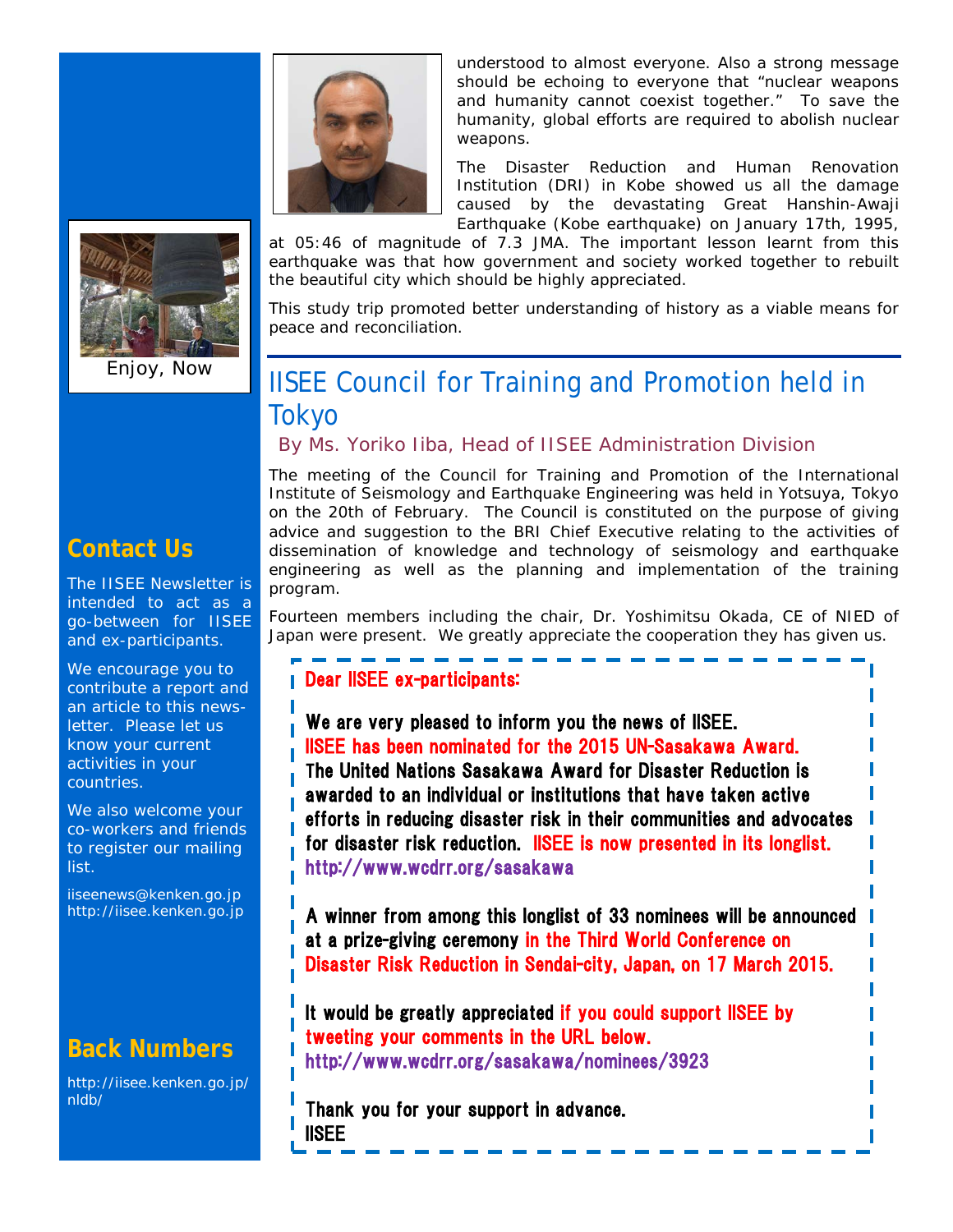understood to almost everyone. Also a strong message should be echoing to everyone that "nuclear weapons and humanity cannot coexist together." To save the humanity, global efforts are required to abolish nuclear weapons.

The Disaster Reduction and Human Renovation Institution (DRI) in Kobe showed us all the damage caused by the devastating Great Hanshin-Awaji Earthquake (Kobe earthquake) on January 17th, 1995, at 05:46 of magnitude of 7.3 JMA. The important lesson learnt from this earthquake was that how government and society worked together to rebuilt the beautiful city which should be highly appreciated.

This study trip promoted better understanding of history as a viable means for peace and reconciliation.

Enjoy, Now

## IISEE Council for Training and Promotion held in Tokyo

By Ms. Yoriko Iiba, Head of IISEE Administration Division

The meeting of the Council for Training and Promotion of the International Institute of Seismology and Earthquake Engineering was held in Yotsuya, Tokyo on the 20th of February. The Council is constituted on the purpose of giving advice and suggestion to the BRI Chief Executive relating to the activities of dissemination of knowledge and technology of seismology and earthquake engineering as well as the planning and implementation of the training program.

Fourteen members including the chair, Dr. Yoshimitsu Okada, CE of NIED of Japan were present. We greatly appreciate the cooperation they has given us.

**Dear IISEE ex-participants:**

**We are very pleased to inform you the news of IISEE.**
**IISEE has been nominated for the 2015 UN-Sasakawa Award.**
**The United Nations Sasakawa Award for Disaster Reduction is awarded to an individual or institutions that have taken active efforts in reducing disaster risk in their communities and advocates for disaster risk reduction. IISEE is now presented in its longlist.**
**http://www.wcdrr.org/sasakawa**

**A winner from among this longlist of 33 nominees will be announced at a prize-giving ceremony in the Third World Conference on Disaster Risk Reduction in Sendai-city, Japan, on 17 March 2015.**

**It would be greatly appreciated if you could support IISEE by tweeting your comments in the URL below.**
**http://www.wcdrr.org/sasakawa/nominees/3923**

**Thank you for your support in advance.**
**IISEE**

## Contact Us

The IISEE Newsletter is intended to act as a go-between for IISEE and ex-participants.

We encourage you to contribute a report and an article to this newsletter. Please let us know your current activities in your countries.

We also welcome your co-workers and friends to register our mailing list.

iiseenews@kenken.go.jp
http://iisee.kenken.go.jp

## Back Numbers

http://iisee.kenken.go.jp/nldb/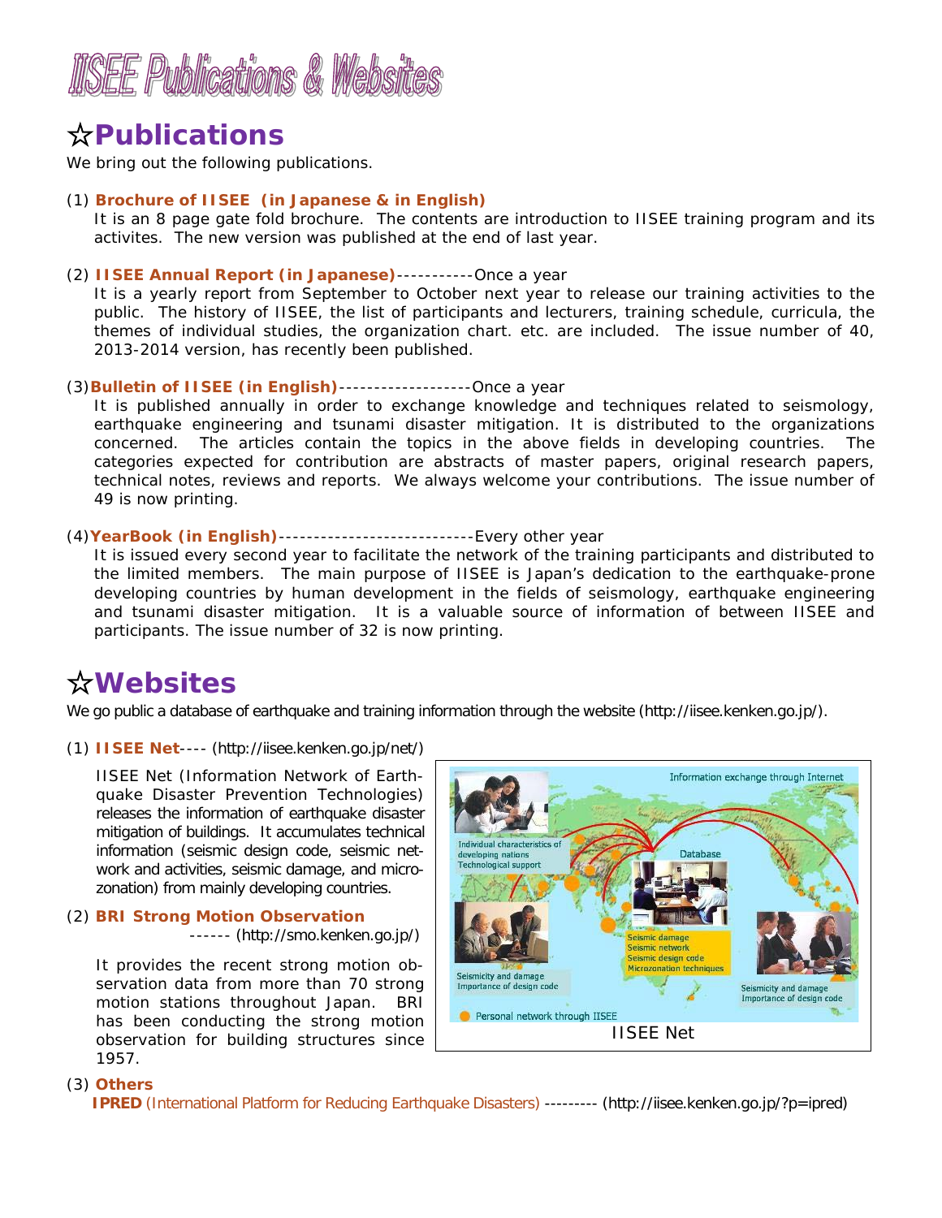# IISEE Publications & Websites

## ☆Publications

We bring out the following publications.

(1) **Brochure of IISEE (in Japanese & in English)**

It is an 8 page gate fold brochure. The contents are introduction to IISEE training program and its activites. The new version was published at the end of last year.

(2) **IISEE Annual Report (in Japanese)**-----------Once a year

It is a yearly report from September to October next year to release our training activities to the public. The history of IISEE, the list of participants and lecturers, training schedule, curricula, the themes of individual studies, the organization chart. etc. are included. The issue number of 40, 2013-2014 version, has recently been published.

(3)**Bulletin of IISEE (in English)**-------------------Once a year

It is published annually in order to exchange knowledge and techniques related to seismology, earthquake engineering and tsunami disaster mitigation. It is distributed to the organizations concerned. The articles contain the topics in the above fields in developing countries. The categories expected for contribution are abstracts of master papers, original research papers, technical notes, reviews and reports. We always welcome your contributions. The issue number of 49 is now printing.

(4)**YearBook (in English)**----------------------------Every other year

It is issued every second year to facilitate the network of the training participants and distributed to the limited members. The main purpose of IISEE is Japan's dedication to the earthquake-prone developing countries by human development in the fields of seismology, earthquake engineering and tsunami disaster mitigation. It is a valuable source of information of between IISEE and participants. The issue number of 32 is now printing.

## ☆Websites

We go public a database of earthquake and training information through the website (http://iisee.kenken.go.jp/).

(1) **IISEE Net**---- (http://iisee.kenken.go.jp/net/)

IISEE Net (Information Network of Earthquake Disaster Prevention Technologies) releases the information of earthquake disaster mitigation of buildings. It accumulates technical information (seismic design code, seismic network and activities, seismic damage, and microzonation) from mainly developing countries.

Information exchange through Internet

Individual characteristics of developing nations
Technological support

Database

Seismic damage
Seismic network
Seismic design code
Microzonation techniques

Seismicity and damage
Importance of design code

Seismicity and damage
Importance of design code

Personal network through IISEE

IISEE Net

(2) **BRI Strong Motion Observation** ------ (http://smo.kenken.go.jp/)

It provides the recent strong motion observation data from more than 70 strong motion stations throughout Japan. BRI has been conducting the strong motion observation for building structures since 1957.

(3) **Others**

**IPRED** (International Platform for Reducing Earthquake Disasters) --------- (http://iisee.kenken.go.jp/?p=ipred)